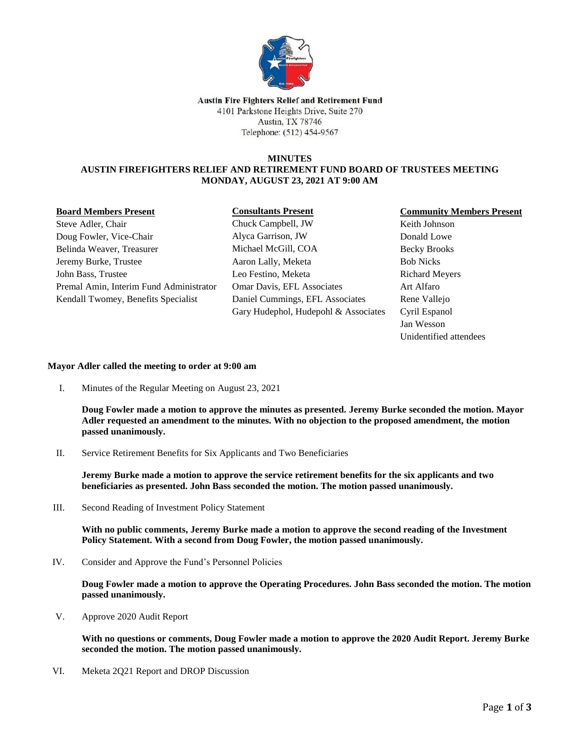**Austin Fire Fighters Relief and Retirement Fund**
4101 Parkstone Heights Drive, Suite 270
Austin, TX 78746
Telephone: (512) 454-9567

# MINUTES
## AUSTIN FIREFIGHTERS RELIEF AND RETIREMENT FUND BOARD OF TRUSTEES MEETING
## MONDAY, AUGUST 23, 2021 AT 9:00 AM

**Board Members Present**
Steve Adler, Chair
Doug Fowler, Vice-Chair
Belinda Weaver, Treasurer
Jeremy Burke, Trustee
John Bass, Trustee
Premal Amin, Interim Fund Administrator
Kendall Twomey, Benefits Specialist

**Consultants Present**
Chuck Campbell, JW
Alyca Garrison, JW
Michael McGill, COA
Aaron Lally, Meketa
Leo Festino, Meketa
Omar Davis, EFL Associates
Daniel Cummings, EFL Associates
Gary Hudephol, Hudepohl & Associates

**Community Members Present**
Keith Johnson
Donald Lowe
Becky Brooks
Bob Nicks
Richard Meyers
Art Alfaro
Rene Vallejo
Cyril Espanol
Jan Wesson
Unidentified attendees

**Mayor Adler called the meeting to order at 9:00 am**

I. Minutes of the Regular Meeting on August 23, 2021

**Doug Fowler made a motion to approve the minutes as presented. Jeremy Burke seconded the motion. Mayor Adler requested an amendment to the minutes. With no objection to the proposed amendment, the motion passed unanimously.**

II. Service Retirement Benefits for Six Applicants and Two Beneficiaries

**Jeremy Burke made a motion to approve the service retirement benefits for the six applicants and two beneficiaries as presented. John Bass seconded the motion. The motion passed unanimously.**

III. Second Reading of Investment Policy Statement

**With no public comments, Jeremy Burke made a motion to approve the second reading of the Investment Policy Statement. With a second from Doug Fowler, the motion passed unanimously.**

IV. Consider and Approve the Fund's Personnel Policies

**Doug Fowler made a motion to approve the Operating Procedures. John Bass seconded the motion. The motion passed unanimously.**

V. Approve 2020 Audit Report

**With no questions or comments, Doug Fowler made a motion to approve the 2020 Audit Report. Jeremy Burke seconded the motion. The motion passed unanimously.**

VI. Meketa 2Q21 Report and DROP Discussion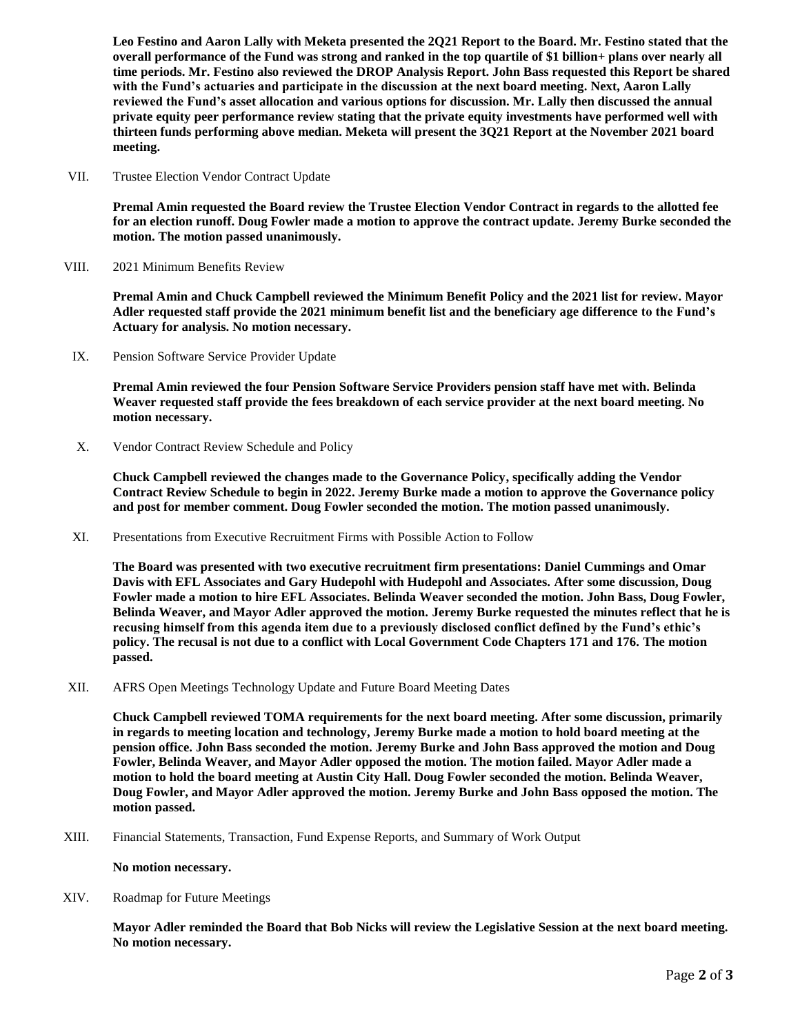**Leo Festino and Aaron Lally with Meketa presented the 2Q21 Report to the Board. Mr. Festino stated that the overall performance of the Fund was strong and ranked in the top quartile of $1 billion+ plans over nearly all time periods. Mr. Festino also reviewed the DROP Analysis Report. John Bass requested this Report be shared with the Fund's actuaries and participate in the discussion at the next board meeting. Next, Aaron Lally reviewed the Fund's asset allocation and various options for discussion. Mr. Lally then discussed the annual private equity peer performance review stating that the private equity investments have performed well with thirteen funds performing above median. Meketa will present the 3Q21 Report at the November 2021 board meeting.**

VII. Trustee Election Vendor Contract Update

**Premal Amin requested the Board review the Trustee Election Vendor Contract in regards to the allotted fee for an election runoff. Doug Fowler made a motion to approve the contract update. Jeremy Burke seconded the motion. The motion passed unanimously.**

VIII. 2021 Minimum Benefits Review

**Premal Amin and Chuck Campbell reviewed the Minimum Benefit Policy and the 2021 list for review. Mayor Adler requested staff provide the 2021 minimum benefit list and the beneficiary age difference to the Fund's Actuary for analysis. No motion necessary.**

IX. Pension Software Service Provider Update

**Premal Amin reviewed the four Pension Software Service Providers pension staff have met with. Belinda Weaver requested staff provide the fees breakdown of each service provider at the next board meeting. No motion necessary.**

X. Vendor Contract Review Schedule and Policy

**Chuck Campbell reviewed the changes made to the Governance Policy, specifically adding the Vendor Contract Review Schedule to begin in 2022. Jeremy Burke made a motion to approve the Governance policy and post for member comment. Doug Fowler seconded the motion. The motion passed unanimously.**

XI. Presentations from Executive Recruitment Firms with Possible Action to Follow

**The Board was presented with two executive recruitment firm presentations: Daniel Cummings and Omar Davis with EFL Associates and Gary Hudepohl with Hudepohl and Associates. After some discussion, Doug Fowler made a motion to hire EFL Associates. Belinda Weaver seconded the motion. John Bass, Doug Fowler, Belinda Weaver, and Mayor Adler approved the motion. Jeremy Burke requested the minutes reflect that he is recusing himself from this agenda item due to a previously disclosed conflict defined by the Fund's ethic's policy. The recusal is not due to a conflict with Local Government Code Chapters 171 and 176. The motion passed.**

XII. AFRS Open Meetings Technology Update and Future Board Meeting Dates

**Chuck Campbell reviewed TOMA requirements for the next board meeting. After some discussion, primarily in regards to meeting location and technology, Jeremy Burke made a motion to hold board meeting at the pension office. John Bass seconded the motion. Jeremy Burke and John Bass approved the motion and Doug Fowler, Belinda Weaver, and Mayor Adler opposed the motion. The motion failed. Mayor Adler made a motion to hold the board meeting at Austin City Hall. Doug Fowler seconded the motion. Belinda Weaver, Doug Fowler, and Mayor Adler approved the motion. Jeremy Burke and John Bass opposed the motion. The motion passed.**

XIII. Financial Statements, Transaction, Fund Expense Reports, and Summary of Work Output

**No motion necessary.**

XIV. Roadmap for Future Meetings

**Mayor Adler reminded the Board that Bob Nicks will review the Legislative Session at the next board meeting. No motion necessary.**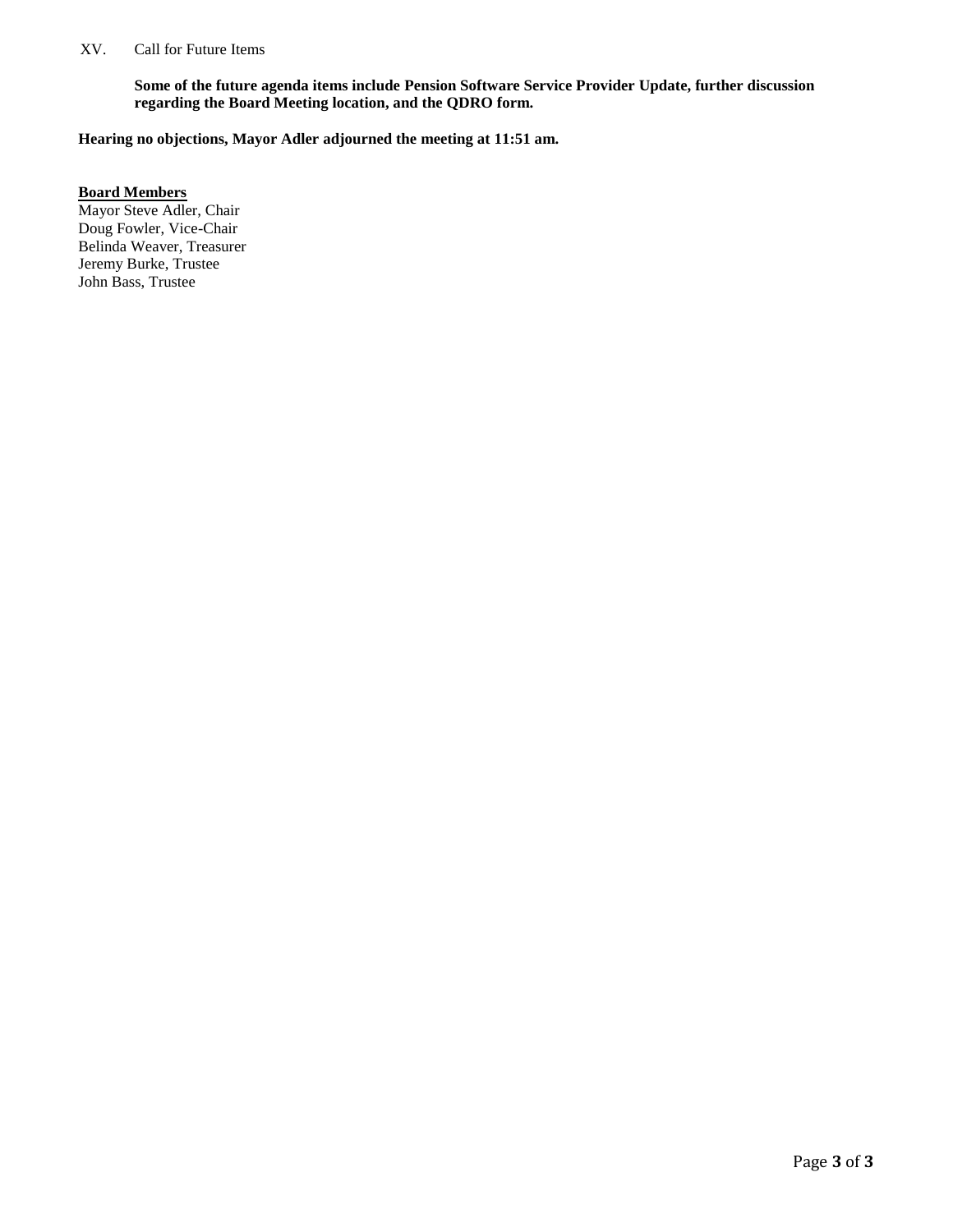XV. Call for Future Items

**Some of the future agenda items include Pension Software Service Provider Update, further discussion regarding the Board Meeting location, and the QDRO form.**

**Hearing no objections, Mayor Adler adjourned the meeting at 11:51 am.**

**Board Members**

Mayor Steve Adler, Chair
Doug Fowler, Vice-Chair
Belinda Weaver, Treasurer
Jeremy Burke, Trustee
John Bass, Trustee